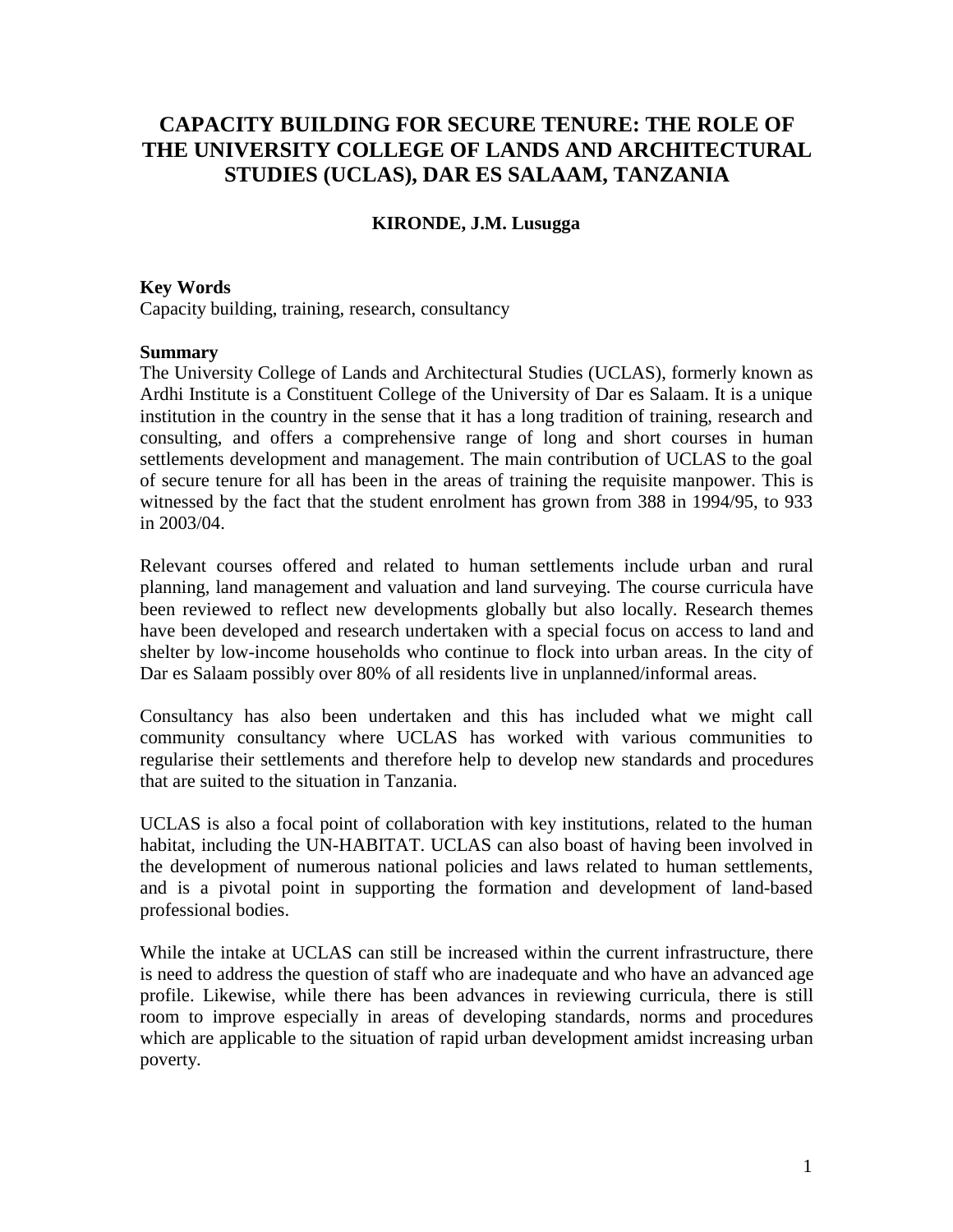# CAPACITY BUILDING FOR SECURE TENURE: THE ROLE OF THE UNIVERSITY COLLEGE OF LANDS AND ARCHITECTURAL STUDIES (UCLAS), DAR ES SALAAM, TANZANIA

**KIRONDE, J.M. Lusugga**

**Key Words**

Capacity building, training, research, consultancy

**Summary**

The University College of Lands and Architectural Studies (UCLAS), formerly known as Ardhi Institute is a Constituent College of the University of Dar es Salaam. It is a unique institution in the country in the sense that it has a long tradition of training, research and consulting, and offers a comprehensive range of long and short courses in human settlements development and management. The main contribution of UCLAS to the goal of secure tenure for all has been in the areas of training the requisite manpower. This is witnessed by the fact that the student enrolment has grown from 388 in 1994/95, to 933 in 2003/04.

Relevant courses offered and related to human settlements include urban and rural planning, land management and valuation and land surveying. The course curricula have been reviewed to reflect new developments globally but also locally. Research themes have been developed and research undertaken with a special focus on access to land and shelter by low-income households who continue to flock into urban areas. In the city of Dar es Salaam possibly over 80% of all residents live in unplanned/informal areas.

Consultancy has also been undertaken and this has included what we might call community consultancy where UCLAS has worked with various communities to regularise their settlements and therefore help to develop new standards and procedures that are suited to the situation in Tanzania.

UCLAS is also a focal point of collaboration with key institutions, related to the human habitat, including the UN-HABITAT. UCLAS can also boast of having been involved in the development of numerous national policies and laws related to human settlements, and is a pivotal point in supporting the formation and development of land-based professional bodies.

While the intake at UCLAS can still be increased within the current infrastructure, there is need to address the question of staff who are inadequate and who have an advanced age profile. Likewise, while there has been advances in reviewing curricula, there is still room to improve especially in areas of developing standards, norms and procedures which are applicable to the situation of rapid urban development amidst increasing urban poverty.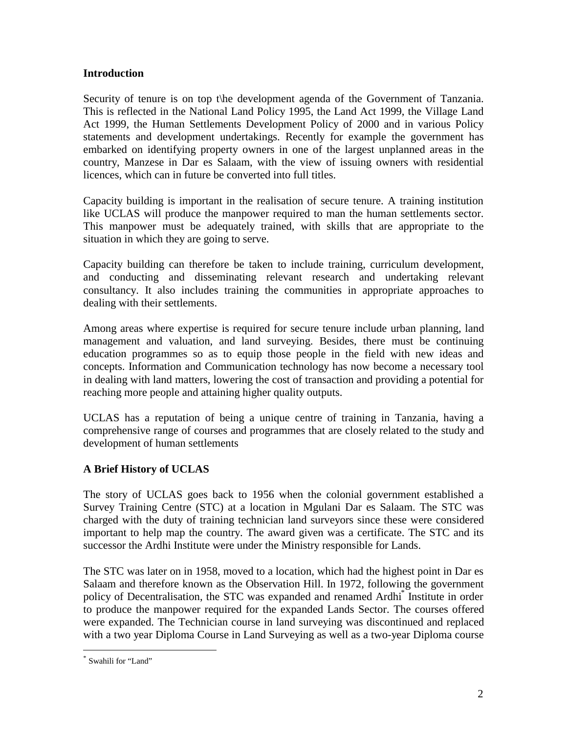## Introduction

Security of tenure is on top t\he development agenda of the Government of Tanzania. This is reflected in the National Land Policy 1995, the Land Act 1999, the Village Land Act 1999, the Human Settlements Development Policy of 2000 and in various Policy statements and development undertakings. Recently for example the government has embarked on identifying property owners in one of the largest unplanned areas in the country, Manzese in Dar es Salaam, with the view of issuing owners with residential licences, which can in future be converted into full titles.

Capacity building is important in the realisation of secure tenure. A training institution like UCLAS will produce the manpower required to man the human settlements sector. This manpower must be adequately trained, with skills that are appropriate to the situation in which they are going to serve.

Capacity building can therefore be taken to include training, curriculum development, and conducting and disseminating relevant research and undertaking relevant consultancy. It also includes training the communities in appropriate approaches to dealing with their settlements.

Among areas where expertise is required for secure tenure include urban planning, land management and valuation, and land surveying. Besides, there must be continuing education programmes so as to equip those people in the field with new ideas and concepts. Information and Communication technology has now become a necessary tool in dealing with land matters, lowering the cost of transaction and providing a potential for reaching more people and attaining higher quality outputs.

UCLAS has a reputation of being a unique centre of training in Tanzania, having a comprehensive range of courses and programmes that are closely related to the study and development of human settlements

## A Brief History of UCLAS

The story of UCLAS goes back to 1956 when the colonial government established a Survey Training Centre (STC) at a location in Mgulani Dar es Salaam. The STC was charged with the duty of training technician land surveyors since these were considered important to help map the country. The award given was a certificate. The STC and its successor the Ardhi Institute were under the Ministry responsible for Lands.

The STC was later on in 1958, moved to a location, which had the highest point in Dar es Salaam and therefore known as the Observation Hill. In 1972, following the government policy of Decentralisation, the STC was expanded and renamed Ardhi[*] Institute in order to produce the manpower required for the expanded Lands Sector. The courses offered were expanded. The Technician course in land surveying was discontinued and replaced with a two year Diploma Course in Land Surveying as well as a two-year Diploma course

[*] Swahili for "Land"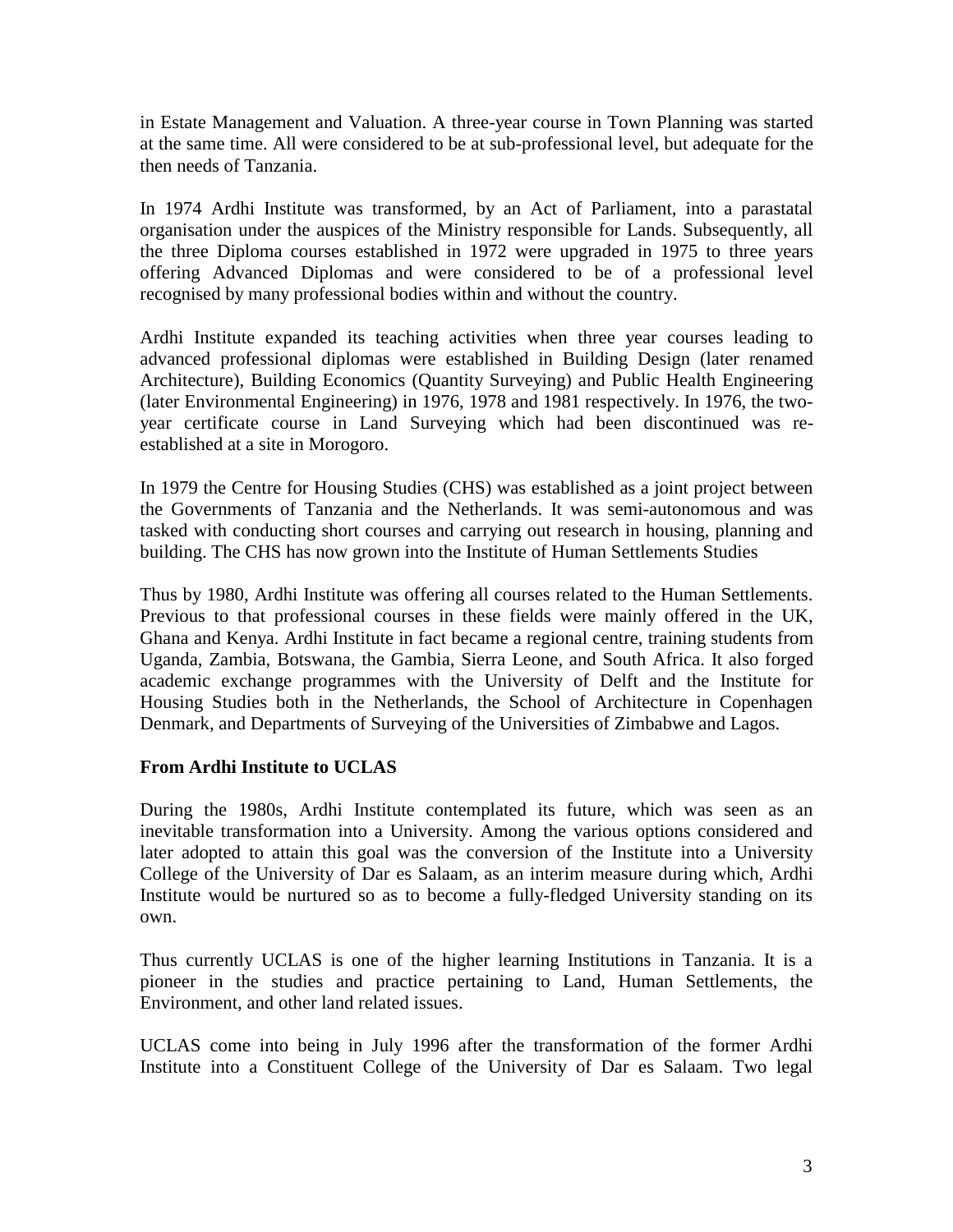in Estate Management and Valuation. A three-year course in Town Planning was started at the same time. All were considered to be at sub-professional level, but adequate for the then needs of Tanzania.

In 1974 Ardhi Institute was transformed, by an Act of Parliament, into a parastatal organisation under the auspices of the Ministry responsible for Lands. Subsequently, all the three Diploma courses established in 1972 were upgraded in 1975 to three years offering Advanced Diplomas and were considered to be of a professional level recognised by many professional bodies within and without the country.

Ardhi Institute expanded its teaching activities when three year courses leading to advanced professional diplomas were established in Building Design (later renamed Architecture), Building Economics (Quantity Surveying) and Public Health Engineering (later Environmental Engineering) in 1976, 1978 and 1981 respectively. In 1976, the two-year certificate course in Land Surveying which had been discontinued was re-established at a site in Morogoro.

In 1979 the Centre for Housing Studies (CHS) was established as a joint project between the Governments of Tanzania and the Netherlands. It was semi-autonomous and was tasked with conducting short courses and carrying out research in housing, planning and building. The CHS has now grown into the Institute of Human Settlements Studies

Thus by 1980, Ardhi Institute was offering all courses related to the Human Settlements. Previous to that professional courses in these fields were mainly offered in the UK, Ghana and Kenya. Ardhi Institute in fact became a regional centre, training students from Uganda, Zambia, Botswana, the Gambia, Sierra Leone, and South Africa. It also forged academic exchange programmes with the University of Delft and the Institute for Housing Studies both in the Netherlands, the School of Architecture in Copenhagen Denmark, and Departments of Surveying of the Universities of Zimbabwe and Lagos.

**From Ardhi Institute to UCLAS**

During the 1980s, Ardhi Institute contemplated its future, which was seen as an inevitable transformation into a University. Among the various options considered and later adopted to attain this goal was the conversion of the Institute into a University College of the University of Dar es Salaam, as an interim measure during which, Ardhi Institute would be nurtured so as to become a fully-fledged University standing on its own.

Thus currently UCLAS is one of the higher learning Institutions in Tanzania. It is a pioneer in the studies and practice pertaining to Land, Human Settlements, the Environment, and other land related issues.

UCLAS come into being in July 1996 after the transformation of the former Ardhi Institute into a Constituent College of the University of Dar es Salaam. Two legal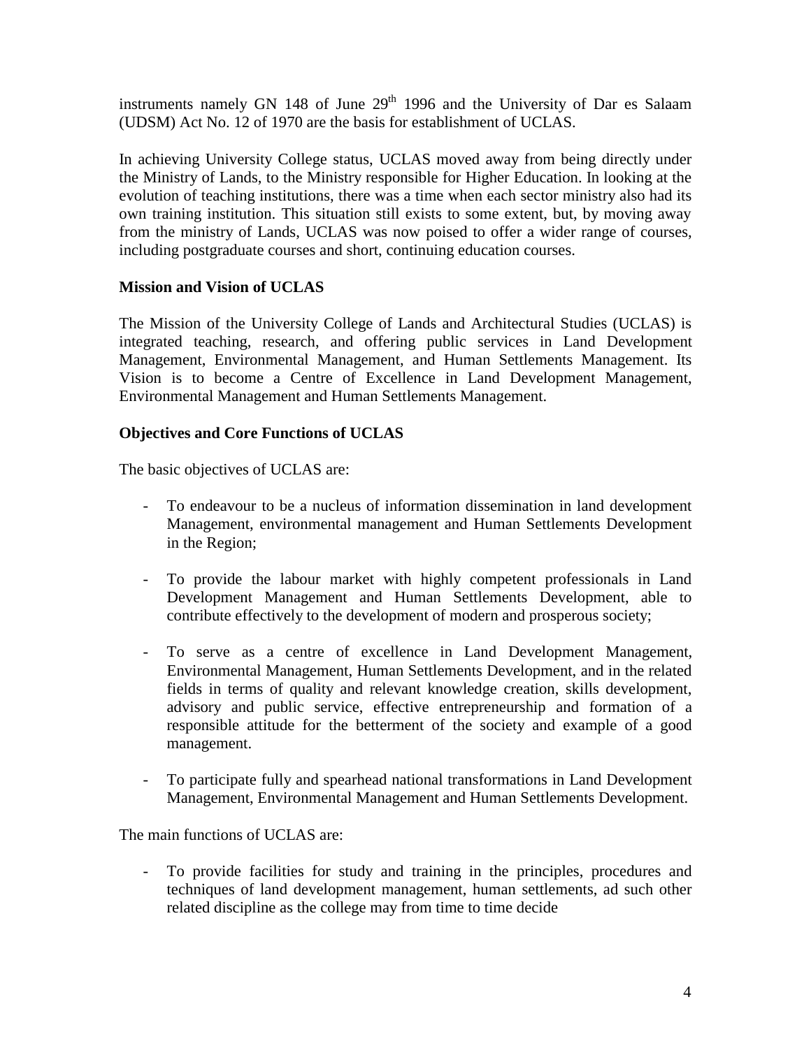instruments namely GN 148 of June 29th 1996 and the University of Dar es Salaam (UDSM) Act No. 12 of 1970 are the basis for establishment of UCLAS.

In achieving University College status, UCLAS moved away from being directly under the Ministry of Lands, to the Ministry responsible for Higher Education. In looking at the evolution of teaching institutions, there was a time when each sector ministry also had its own training institution. This situation still exists to some extent, but, by moving away from the ministry of Lands, UCLAS was now poised to offer a wider range of courses, including postgraduate courses and short, continuing education courses.

**Mission and Vision of UCLAS**

The Mission of the University College of Lands and Architectural Studies (UCLAS) is integrated teaching, research, and offering public services in Land Development Management, Environmental Management, and Human Settlements Management. Its Vision is to become a Centre of Excellence in Land Development Management, Environmental Management and Human Settlements Management.

**Objectives and Core Functions of UCLAS**

The basic objectives of UCLAS are:

- To endeavour to be a nucleus of information dissemination in land development Management, environmental management and Human Settlements Development in the Region;

- To provide the labour market with highly competent professionals in Land Development Management and Human Settlements Development, able to contribute effectively to the development of modern and prosperous society;

- To serve as a centre of excellence in Land Development Management, Environmental Management, Human Settlements Development, and in the related fields in terms of quality and relevant knowledge creation, skills development, advisory and public service, effective entrepreneurship and formation of a responsible attitude for the betterment of the society and example of a good management.

- To participate fully and spearhead national transformations in Land Development Management, Environmental Management and Human Settlements Development.

The main functions of UCLAS are:

- To provide facilities for study and training in the principles, procedures and techniques of land development management, human settlements, ad such other related discipline as the college may from time to time decide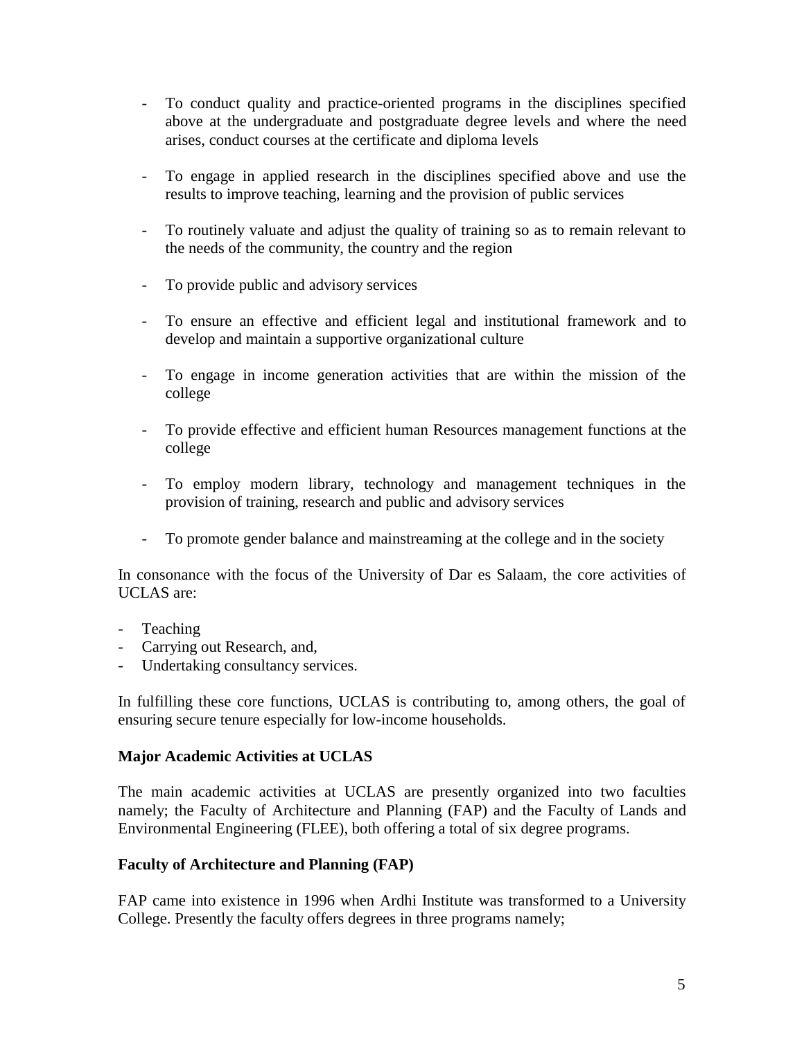- To conduct quality and practice-oriented programs in the disciplines specified above at the undergraduate and postgraduate degree levels and where the need arises, conduct courses at the certificate and diploma levels

- To engage in applied research in the disciplines specified above and use the results to improve teaching, learning and the provision of public services

- To routinely valuate and adjust the quality of training so as to remain relevant to the needs of the community, the country and the region

- To provide public and advisory services

- To ensure an effective and efficient legal and institutional framework and to develop and maintain a supportive organizational culture

- To engage in income generation activities that are within the mission of the college

- To provide effective and efficient human Resources management functions at the college

- To employ modern library, technology and management techniques in the provision of training, research and public and advisory services

- To promote gender balance and mainstreaming at the college and in the society

In consonance with the focus of the University of Dar es Salaam, the core activities of UCLAS are:

- Teaching
- Carrying out Research, and,
- Undertaking consultancy services.

In fulfilling these core functions, UCLAS is contributing to, among others, the goal of ensuring secure tenure especially for low-income households.

**Major Academic Activities at UCLAS**

The main academic activities at UCLAS are presently organized into two faculties namely; the Faculty of Architecture and Planning (FAP) and the Faculty of Lands and Environmental Engineering (FLEE), both offering a total of six degree programs.

**Faculty of Architecture and Planning (FAP)**

FAP came into existence in 1996 when Ardhi Institute was transformed to a University College. Presently the faculty offers degrees in three programs namely;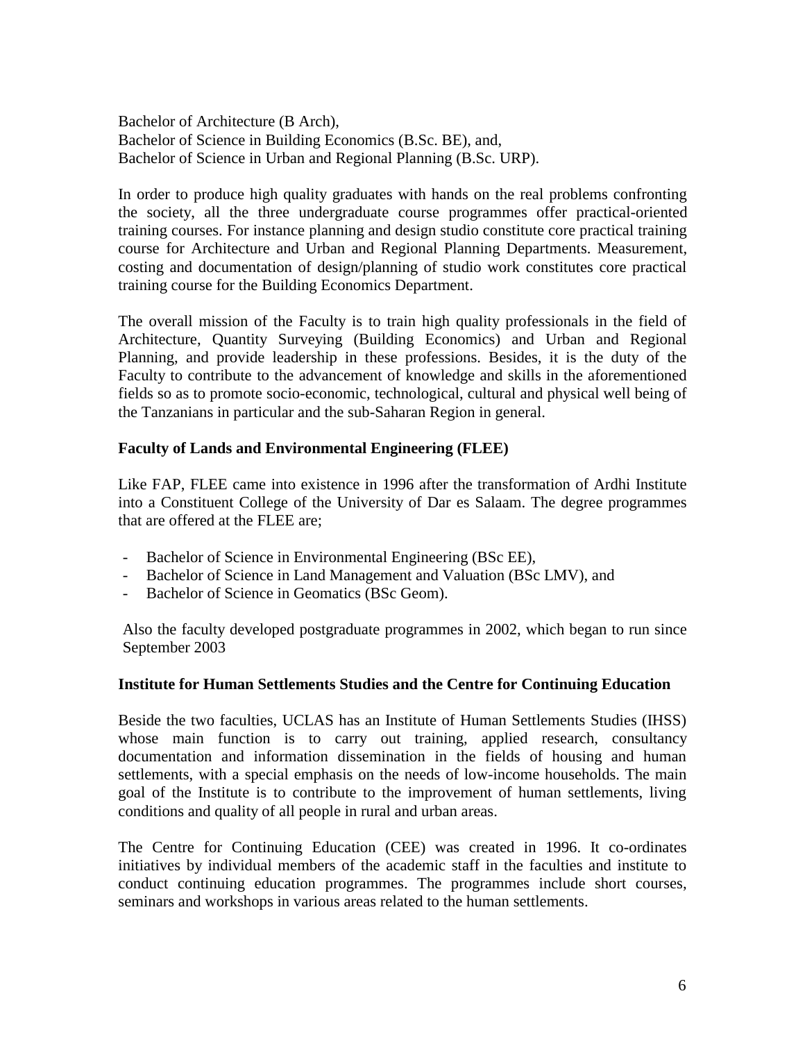Bachelor of Architecture (B Arch),
Bachelor of Science in Building Economics (B.Sc. BE), and,
Bachelor of Science in Urban and Regional Planning (B.Sc. URP).

In order to produce high quality graduates with hands on the real problems confronting the society, all the three undergraduate course programmes offer practical-oriented training courses. For instance planning and design studio constitute core practical training course for Architecture and Urban and Regional Planning Departments. Measurement, costing and documentation of design/planning of studio work constitutes core practical training course for the Building Economics Department.

The overall mission of the Faculty is to train high quality professionals in the field of Architecture, Quantity Surveying (Building Economics) and Urban and Regional Planning, and provide leadership in these professions. Besides, it is the duty of the Faculty to contribute to the advancement of knowledge and skills in the aforementioned fields so as to promote socio-economic, technological, cultural and physical well being of the Tanzanians in particular and the sub-Saharan Region in general.

**Faculty of Lands and Environmental Engineering (FLEE)**

Like FAP, FLEE came into existence in 1996 after the transformation of Ardhi Institute into a Constituent College of the University of Dar es Salaam. The degree programmes that are offered at the FLEE are;

- Bachelor of Science in Environmental Engineering (BSc EE),
- Bachelor of Science in Land Management and Valuation (BSc LMV), and
- Bachelor of Science in Geomatics (BSc Geom).

Also the faculty developed postgraduate programmes in 2002, which began to run since September 2003

**Institute for Human Settlements Studies and the Centre for Continuing Education**

Beside the two faculties, UCLAS has an Institute of Human Settlements Studies (IHSS) whose main function is to carry out training, applied research, consultancy documentation and information dissemination in the fields of housing and human settlements, with a special emphasis on the needs of low-income households. The main goal of the Institute is to contribute to the improvement of human settlements, living conditions and quality of all people in rural and urban areas.

The Centre for Continuing Education (CEE) was created in 1996. It co-ordinates initiatives by individual members of the academic staff in the faculties and institute to conduct continuing education programmes. The programmes include short courses, seminars and workshops in various areas related to the human settlements.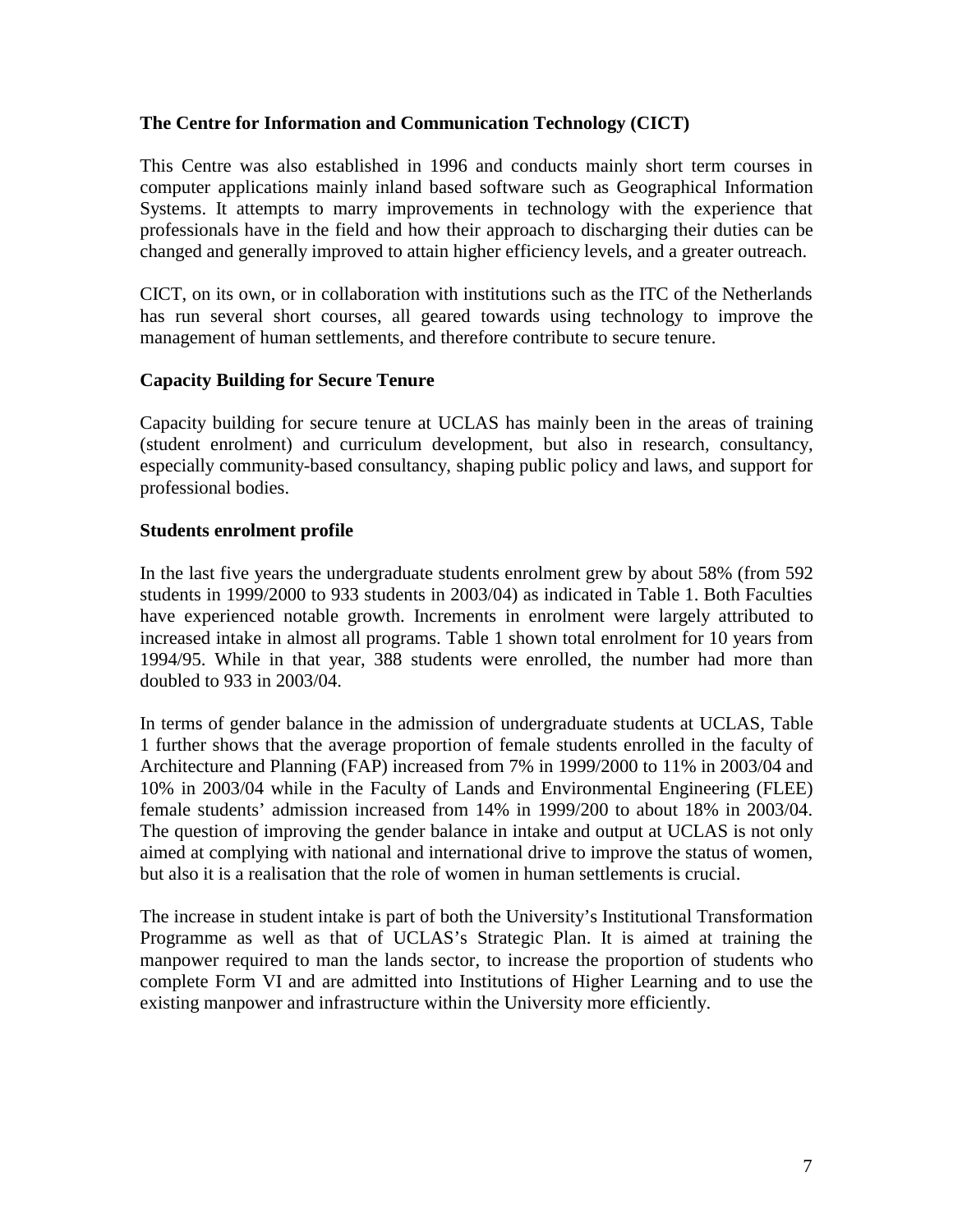**The Centre for Information and Communication Technology (CICT)**

This Centre was also established in 1996 and conducts mainly short term courses in computer applications mainly inland based software such as Geographical Information Systems. It attempts to marry improvements in technology with the experience that professionals have in the field and how their approach to discharging their duties can be changed and generally improved to attain higher efficiency levels, and a greater outreach.

CICT, on its own, or in collaboration with institutions such as the ITC of the Netherlands has run several short courses, all geared towards using technology to improve the management of human settlements, and therefore contribute to secure tenure.

**Capacity Building for Secure Tenure**

Capacity building for secure tenure at UCLAS has mainly been in the areas of training (student enrolment) and curriculum development, but also in research, consultancy, especially community-based consultancy, shaping public policy and laws, and support for professional bodies.

**Students enrolment profile**

In the last five years the undergraduate students enrolment grew by about 58% (from 592 students in 1999/2000 to 933 students in 2003/04) as indicated in Table 1. Both Faculties have experienced notable growth. Increments in enrolment were largely attributed to increased intake in almost all programs. Table 1 shown total enrolment for 10 years from 1994/95. While in that year, 388 students were enrolled, the number had more than doubled to 933 in 2003/04.

In terms of gender balance in the admission of undergraduate students at UCLAS, Table 1 further shows that the average proportion of female students enrolled in the faculty of Architecture and Planning (FAP) increased from 7% in 1999/2000 to 11% in 2003/04 and 10% in 2003/04 while in the Faculty of Lands and Environmental Engineering (FLEE) female students' admission increased from 14% in 1999/200 to about 18% in 2003/04. The question of improving the gender balance in intake and output at UCLAS is not only aimed at complying with national and international drive to improve the status of women, but also it is a realisation that the role of women in human settlements is crucial.

The increase in student intake is part of both the University's Institutional Transformation Programme as well as that of UCLAS's Strategic Plan. It is aimed at training the manpower required to man the lands sector, to increase the proportion of students who complete Form VI and are admitted into Institutions of Higher Learning and to use the existing manpower and infrastructure within the University more efficiently.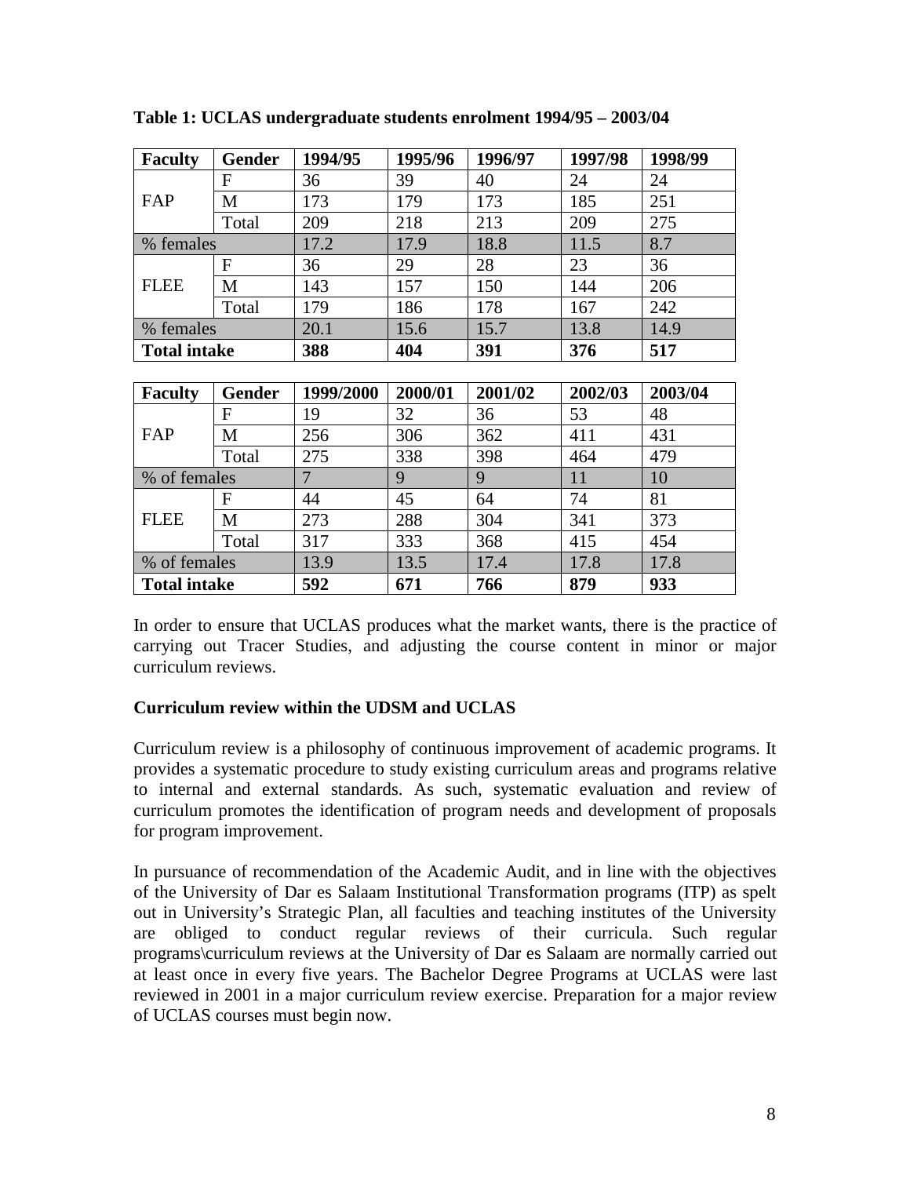**Table 1: UCLAS undergraduate students enrolment 1994/95 – 2003/04**

| Faculty | Gender | 1994/95 | 1995/96 | 1996/97 | 1997/98 | 1998/99 |
|---|---|---|---|---|---|---|
| FAP | F | 36 | 39 | 40 | 24 | 24 |
| | M | 173 | 179 | 173 | 185 | 251 |
| | Total | 209 | 218 | 213 | 209 | 275 |
| % females | | 17.2 | 17.9 | 18.8 | 11.5 | 8.7 |
| FLEE | F | 36 | 29 | 28 | 23 | 36 |
| | M | 143 | 157 | 150 | 144 | 206 |
| | Total | 179 | 186 | 178 | 167 | 242 |
| % females | | 20.1 | 15.6 | 15.7 | 13.8 | 14.9 |
| **Total intake** | | **388** | **404** | **391** | **376** | **517** |

| Faculty | Gender | 1999/2000 | 2000/01 | 2001/02 | 2002/03 | 2003/04 |
|---|---|---|---|---|---|---|
| FAP | F | 19 | 32 | 36 | 53 | 48 |
| | M | 256 | 306 | 362 | 411 | 431 |
| | Total | 275 | 338 | 398 | 464 | 479 |
| % of females | | 7 | 9 | 9 | 11 | 10 |
| FLEE | F | 44 | 45 | 64 | 74 | 81 |
| | M | 273 | 288 | 304 | 341 | 373 |
| | Total | 317 | 333 | 368 | 415 | 454 |
| % of females | | 13.9 | 13.5 | 17.4 | 17.8 | 17.8 |
| **Total intake** | | **592** | **671** | **766** | **879** | **933** |

In order to ensure that UCLAS produces what the market wants, there is the practice of carrying out Tracer Studies, and adjusting the course content in minor or major curriculum reviews.

**Curriculum review within the UDSM and UCLAS**

Curriculum review is a philosophy of continuous improvement of academic programs. It provides a systematic procedure to study existing curriculum areas and programs relative to internal and external standards. As such, systematic evaluation and review of curriculum promotes the identification of program needs and development of proposals for program improvement.

In pursuance of recommendation of the Academic Audit, and in line with the objectives of the University of Dar es Salaam Institutional Transformation programs (ITP) as spelt out in University's Strategic Plan, all faculties and teaching institutes of the University are obliged to conduct regular reviews of their curricula. Such regular programs\curriculum reviews at the University of Dar es Salaam are normally carried out at least once in every five years. The Bachelor Degree Programs at UCLAS were last reviewed in 2001 in a major curriculum review exercise. Preparation for a major review of UCLAS courses must begin now.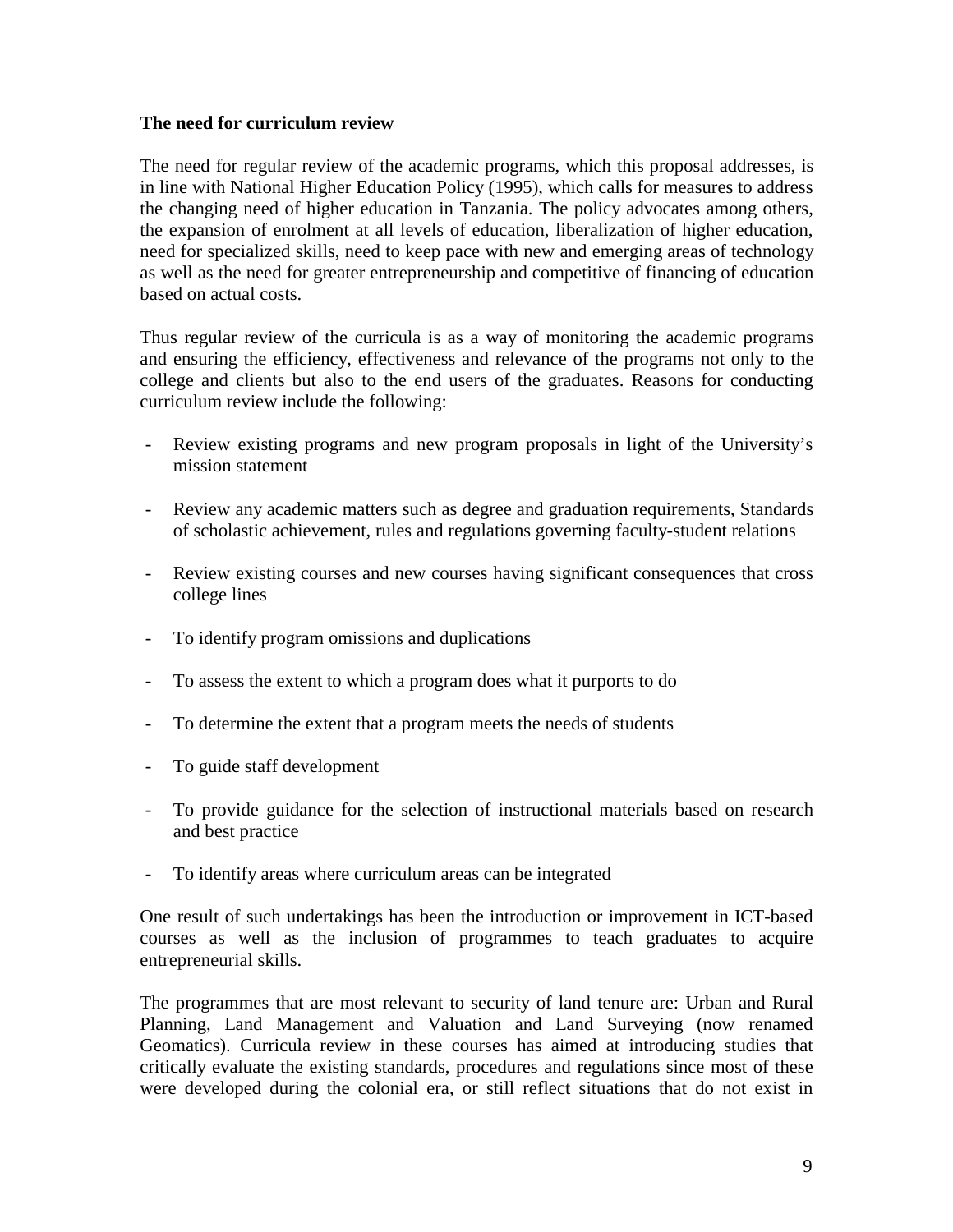**The need for curriculum review**

The need for regular review of the academic programs, which this proposal addresses, is in line with National Higher Education Policy (1995), which calls for measures to address the changing need of higher education in Tanzania. The policy advocates among others, the expansion of enrolment at all levels of education, liberalization of higher education, need for specialized skills, need to keep pace with new and emerging areas of technology as well as the need for greater entrepreneurship and competitive of financing of education based on actual costs.

Thus regular review of the curricula is as a way of monitoring the academic programs and ensuring the efficiency, effectiveness and relevance of the programs not only to the college and clients but also to the end users of the graduates. Reasons for conducting curriculum review include the following:

- Review existing programs and new program proposals in light of the University's mission statement
- Review any academic matters such as degree and graduation requirements, Standards of scholastic achievement, rules and regulations governing faculty-student relations
- Review existing courses and new courses having significant consequences that cross college lines
- To identify program omissions and duplications
- To assess the extent to which a program does what it purports to do
- To determine the extent that a program meets the needs of students
- To guide staff development
- To provide guidance for the selection of instructional materials based on research and best practice
- To identify areas where curriculum areas can be integrated

One result of such undertakings has been the introduction or improvement in ICT-based courses as well as the inclusion of programmes to teach graduates to acquire entrepreneurial skills.

The programmes that are most relevant to security of land tenure are: Urban and Rural Planning, Land Management and Valuation and Land Surveying (now renamed Geomatics). Curricula review in these courses has aimed at introducing studies that critically evaluate the existing standards, procedures and regulations since most of these were developed during the colonial era, or still reflect situations that do not exist in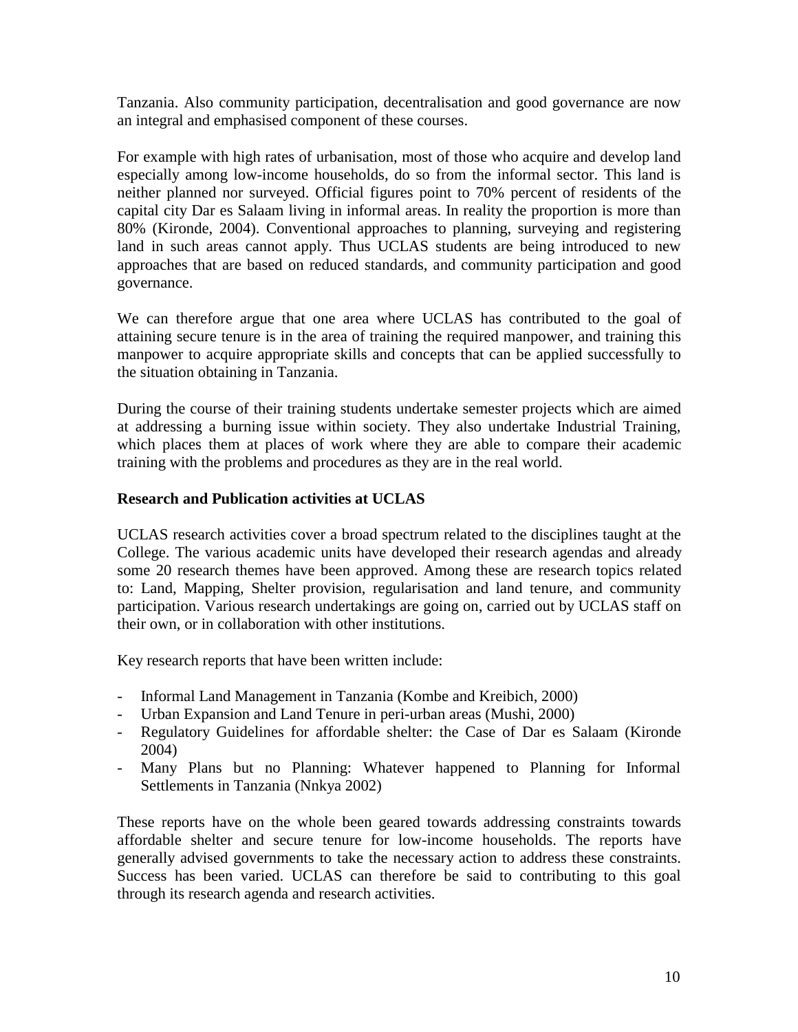Tanzania. Also community participation, decentralisation and good governance are now an integral and emphasised component of these courses.

For example with high rates of urbanisation, most of those who acquire and develop land especially among low-income households, do so from the informal sector. This land is neither planned nor surveyed. Official figures point to 70% percent of residents of the capital city Dar es Salaam living in informal areas. In reality the proportion is more than 80% (Kironde, 2004). Conventional approaches to planning, surveying and registering land in such areas cannot apply. Thus UCLAS students are being introduced to new approaches that are based on reduced standards, and community participation and good governance.

We can therefore argue that one area where UCLAS has contributed to the goal of attaining secure tenure is in the area of training the required manpower, and training this manpower to acquire appropriate skills and concepts that can be applied successfully to the situation obtaining in Tanzania.

During the course of their training students undertake semester projects which are aimed at addressing a burning issue within society. They also undertake Industrial Training, which places them at places of work where they are able to compare their academic training with the problems and procedures as they are in the real world.

**Research and Publication activities at UCLAS**

UCLAS research activities cover a broad spectrum related to the disciplines taught at the College. The various academic units have developed their research agendas and already some 20 research themes have been approved. Among these are research topics related to: Land, Mapping, Shelter provision, regularisation and land tenure, and community participation. Various research undertakings are going on, carried out by UCLAS staff on their own, or in collaboration with other institutions.

Key research reports that have been written include:

- Informal Land Management in Tanzania (Kombe and Kreibich, 2000)
- Urban Expansion and Land Tenure in peri-urban areas (Mushi, 2000)
- Regulatory Guidelines for affordable shelter: the Case of Dar es Salaam (Kironde 2004)
- Many Plans but no Planning: Whatever happened to Planning for Informal Settlements in Tanzania (Nnkya 2002)

These reports have on the whole been geared towards addressing constraints towards affordable shelter and secure tenure for low-income households. The reports have generally advised governments to take the necessary action to address these constraints. Success has been varied. UCLAS can therefore be said to contributing to this goal through its research agenda and research activities.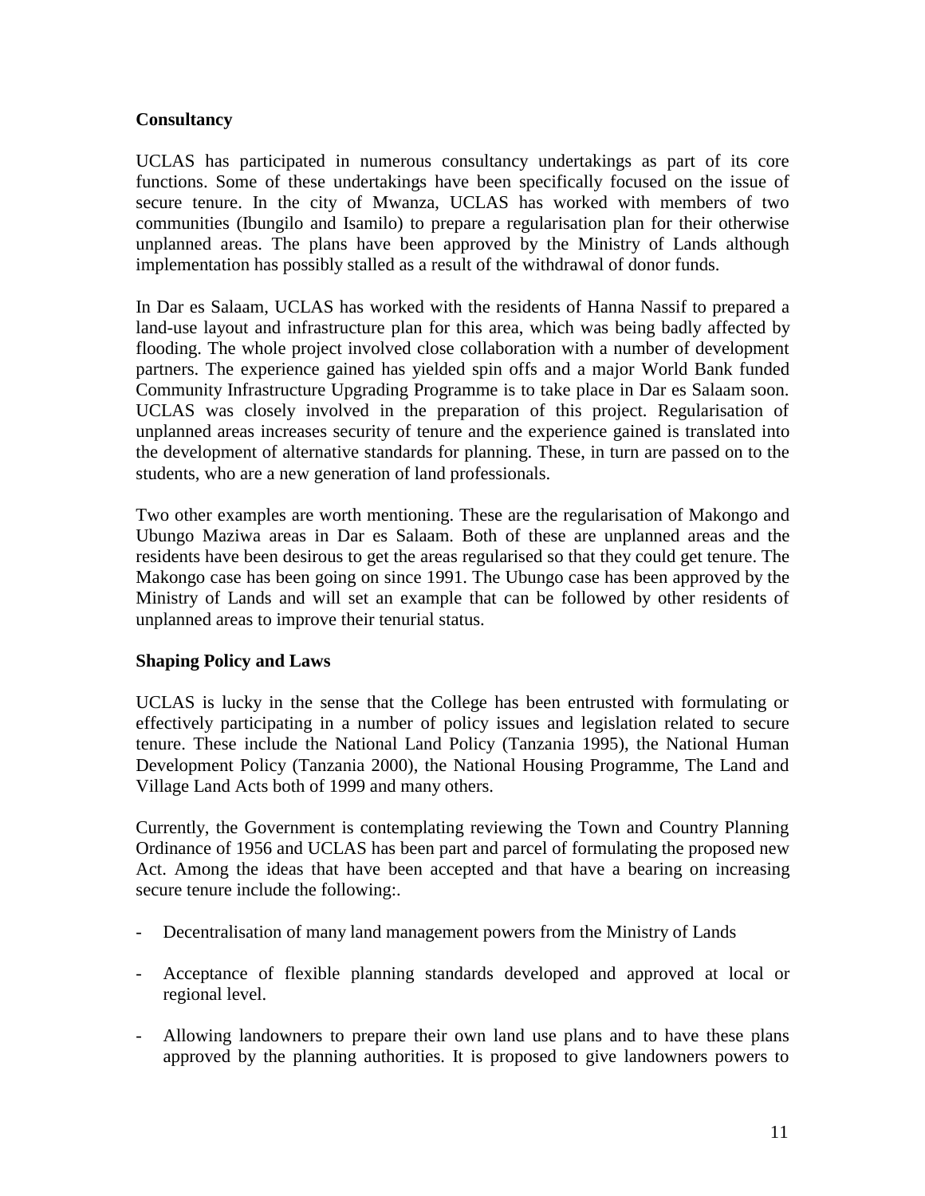**Consultancy**

UCLAS has participated in numerous consultancy undertakings as part of its core functions. Some of these undertakings have been specifically focused on the issue of secure tenure. In the city of Mwanza, UCLAS has worked with members of two communities (Ibungilo and Isamilo) to prepare a regularisation plan for their otherwise unplanned areas. The plans have been approved by the Ministry of Lands although implementation has possibly stalled as a result of the withdrawal of donor funds.

In Dar es Salaam, UCLAS has worked with the residents of Hanna Nassif to prepared a land-use layout and infrastructure plan for this area, which was being badly affected by flooding. The whole project involved close collaboration with a number of development partners. The experience gained has yielded spin offs and a major World Bank funded Community Infrastructure Upgrading Programme is to take place in Dar es Salaam soon. UCLAS was closely involved in the preparation of this project. Regularisation of unplanned areas increases security of tenure and the experience gained is translated into the development of alternative standards for planning. These, in turn are passed on to the students, who are a new generation of land professionals.

Two other examples are worth mentioning. These are the regularisation of Makongo and Ubungo Maziwa areas in Dar es Salaam. Both of these are unplanned areas and the residents have been desirous to get the areas regularised so that they could get tenure. The Makongo case has been going on since 1991. The Ubungo case has been approved by the Ministry of Lands and will set an example that can be followed by other residents of unplanned areas to improve their tenurial status.

**Shaping Policy and Laws**

UCLAS is lucky in the sense that the College has been entrusted with formulating or effectively participating in a number of policy issues and legislation related to secure tenure. These include the National Land Policy (Tanzania 1995), the National Human Development Policy (Tanzania 2000), the National Housing Programme, The Land and Village Land Acts both of 1999 and many others.

Currently, the Government is contemplating reviewing the Town and Country Planning Ordinance of 1956 and UCLAS has been part and parcel of formulating the proposed new Act. Among the ideas that have been accepted and that have a bearing on increasing secure tenure include the following:.

- Decentralisation of many land management powers from the Ministry of Lands

- Acceptance of flexible planning standards developed and approved at local or regional level.

- Allowing landowners to prepare their own land use plans and to have these plans approved by the planning authorities. It is proposed to give landowners powers to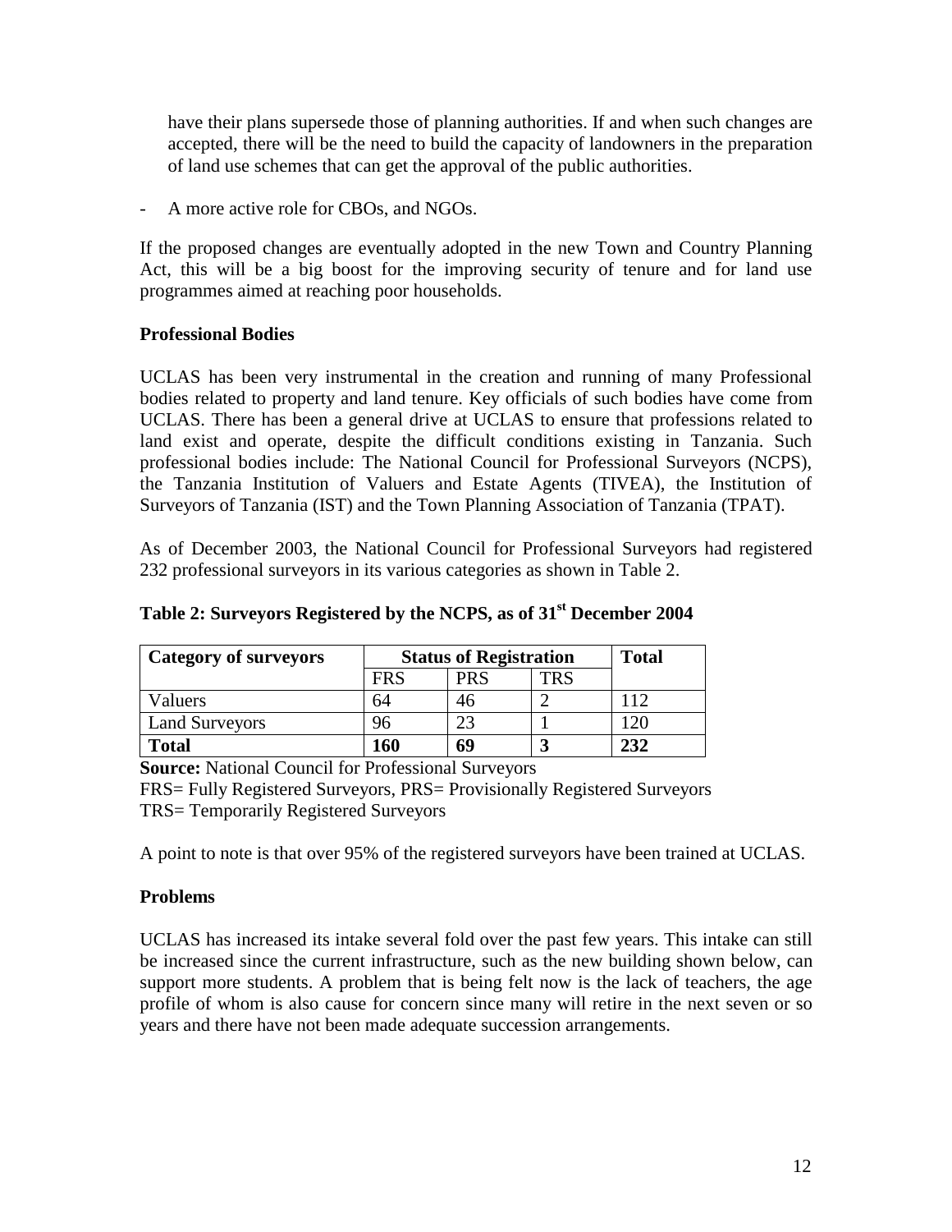have their plans supersede those of planning authorities. If and when such changes are accepted, there will be the need to build the capacity of landowners in the preparation of land use schemes that can get the approval of the public authorities.

- A more active role for CBOs, and NGOs.

If the proposed changes are eventually adopted in the new Town and Country Planning Act, this will be a big boost for the improving security of tenure and for land use programmes aimed at reaching poor households.

**Professional Bodies**

UCLAS has been very instrumental in the creation and running of many Professional bodies related to property and land tenure. Key officials of such bodies have come from UCLAS. There has been a general drive at UCLAS to ensure that professions related to land exist and operate, despite the difficult conditions existing in Tanzania. Such professional bodies include: The National Council for Professional Surveyors (NCPS), the Tanzania Institution of Valuers and Estate Agents (TIVEA), the Institution of Surveyors of Tanzania (IST) and the Town Planning Association of Tanzania (TPAT).

As of December 2003, the National Council for Professional Surveyors had registered 232 professional surveyors in its various categories as shown in Table 2.

**Table 2: Surveyors Registered by the NCPS, as of 31st December 2004**

| Category of surveyors | Status of Registration | | | Total |
|---|---|---|---|---|
| | FRS | PRS | TRS | |
| Valuers | 64 | 46 | 2 | 112 |
| Land Surveyors | 96 | 23 | 1 | 120 |
| **Total** | **160** | **69** | **3** | **232** |

**Source:** National Council for Professional Surveyors
FRS= Fully Registered Surveyors, PRS= Provisionally Registered Surveyors
TRS= Temporarily Registered Surveyors

A point to note is that over 95% of the registered surveyors have been trained at UCLAS.

**Problems**

UCLAS has increased its intake several fold over the past few years. This intake can still be increased since the current infrastructure, such as the new building shown below, can support more students. A problem that is being felt now is the lack of teachers, the age profile of whom is also cause for concern since many will retire in the next seven or so years and there have not been made adequate succession arrangements.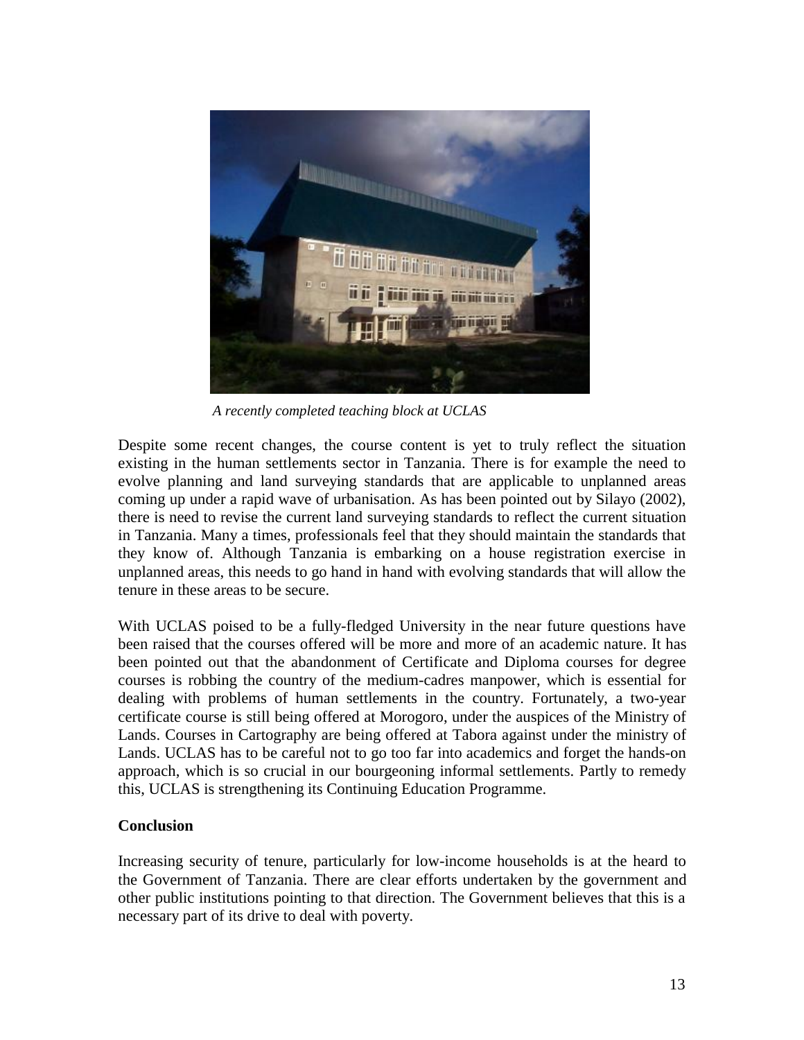*A recently completed teaching block at UCLAS*

Despite some recent changes, the course content is yet to truly reflect the situation existing in the human settlements sector in Tanzania. There is for example the need to evolve planning and land surveying standards that are applicable to unplanned areas coming up under a rapid wave of urbanisation. As has been pointed out by Silayo (2002), there is need to revise the current land surveying standards to reflect the current situation in Tanzania. Many a times, professionals feel that they should maintain the standards that they know of. Although Tanzania is embarking on a house registration exercise in unplanned areas, this needs to go hand in hand with evolving standards that will allow the tenure in these areas to be secure.

With UCLAS poised to be a fully-fledged University in the near future questions have been raised that the courses offered will be more and more of an academic nature. It has been pointed out that the abandonment of Certificate and Diploma courses for degree courses is robbing the country of the medium-cadres manpower, which is essential for dealing with problems of human settlements in the country. Fortunately, a two-year certificate course is still being offered at Morogoro, under the auspices of the Ministry of Lands. Courses in Cartography are being offered at Tabora against under the ministry of Lands. UCLAS has to be careful not to go too far into academics and forget the hands-on approach, which is so crucial in our bourgeoning informal settlements. Partly to remedy this, UCLAS is strengthening its Continuing Education Programme.

**Conclusion**

Increasing security of tenure, particularly for low-income households is at the heard to the Government of Tanzania. There are clear efforts undertaken by the government and other public institutions pointing to that direction. The Government believes that this is a necessary part of its drive to deal with poverty.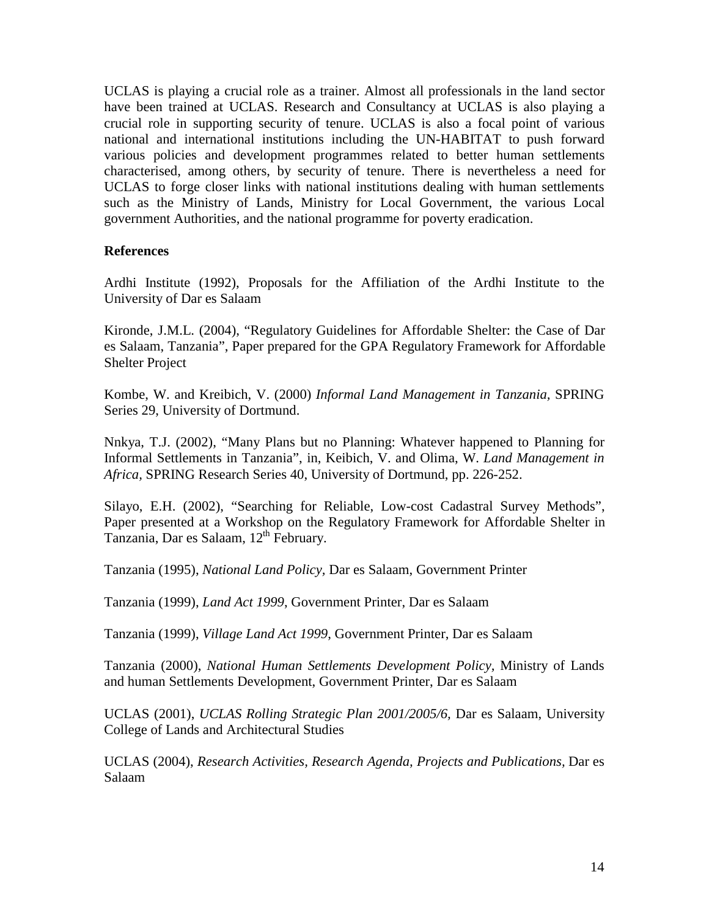UCLAS is playing a crucial role as a trainer. Almost all professionals in the land sector have been trained at UCLAS. Research and Consultancy at UCLAS is also playing a crucial role in supporting security of tenure. UCLAS is also a focal point of various national and international institutions including the UN-HABITAT to push forward various policies and development programmes related to better human settlements characterised, among others, by security of tenure. There is nevertheless a need for UCLAS to forge closer links with national institutions dealing with human settlements such as the Ministry of Lands, Ministry for Local Government, the various Local government Authorities, and the national programme for poverty eradication.

**References**

Ardhi Institute (1992), Proposals for the Affiliation of the Ardhi Institute to the University of Dar es Salaam

Kironde, J.M.L. (2004), "Regulatory Guidelines for Affordable Shelter: the Case of Dar es Salaam, Tanzania", Paper prepared for the GPA Regulatory Framework for Affordable Shelter Project

Kombe, W. and Kreibich, V. (2000) *Informal Land Management in Tanzania*, SPRING Series 29, University of Dortmund.

Nnkya, T.J. (2002), "Many Plans but no Planning: Whatever happened to Planning for Informal Settlements in Tanzania", in, Keibich, V. and Olima, W. *Land Management in Africa*, SPRING Research Series 40, University of Dortmund, pp. 226-252.

Silayo, E.H. (2002), "Searching for Reliable, Low-cost Cadastral Survey Methods", Paper presented at a Workshop on the Regulatory Framework for Affordable Shelter in Tanzania, Dar es Salaam, 12th February.

Tanzania (1995), *National Land Policy*, Dar es Salaam, Government Printer

Tanzania (1999), *Land Act 1999*, Government Printer, Dar es Salaam

Tanzania (1999), *Village Land Act 1999*, Government Printer, Dar es Salaam

Tanzania (2000), *National Human Settlements Development Policy*, Ministry of Lands and human Settlements Development, Government Printer, Dar es Salaam

UCLAS (2001), *UCLAS Rolling Strategic Plan 2001/2005/6*, Dar es Salaam, University College of Lands and Architectural Studies

UCLAS (2004), *Research Activities, Research Agenda, Projects and Publications*, Dar es Salaam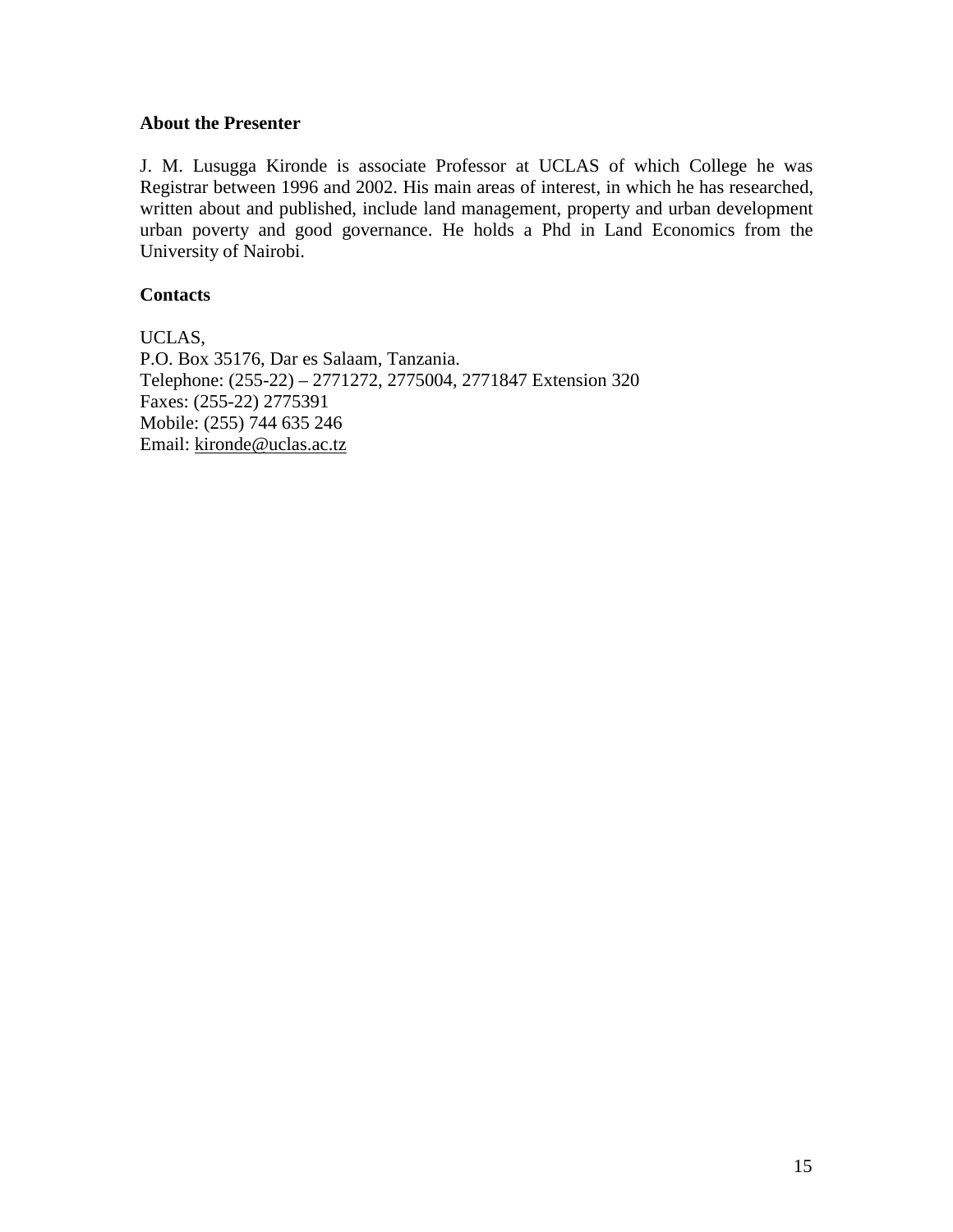**About the Presenter**

J. M. Lusugga Kironde is associate Professor at UCLAS of which College he was Registrar between 1996 and 2002. His main areas of interest, in which he has researched, written about and published, include land management, property and urban development urban poverty and good governance. He holds a Phd in Land Economics from the University of Nairobi.

**Contacts**

UCLAS,
P.O. Box 35176, Dar es Salaam, Tanzania.
Telephone: (255-22) – 2771272, 2775004, 2771847 Extension 320
Faxes: (255-22) 2775391
Mobile: (255) 744 635 246
Email: kironde@uclas.ac.tz